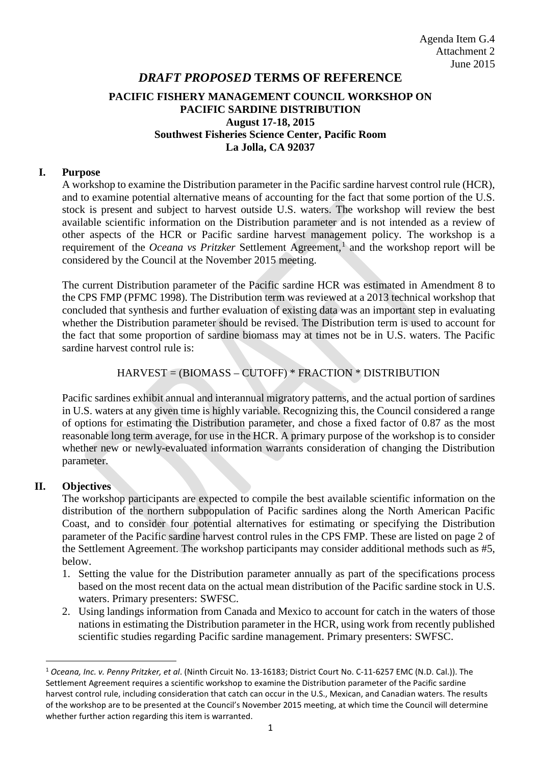Agenda Item G.4
Attachment 2
June 2015

# *DRAFT PROPOSED* TERMS OF REFERENCE

## PACIFIC FISHERY MANAGEMENT COUNCIL WORKSHOP ON PACIFIC SARDINE DISTRIBUTION

**August 17-18, 2015**
**Southwest Fisheries Science Center, Pacific Room**
**La Jolla, CA 92037**

### I. Purpose

A workshop to examine the Distribution parameter in the Pacific sardine harvest control rule (HCR), and to examine potential alternative means of accounting for the fact that some portion of the U.S. stock is present and subject to harvest outside U.S. waters. The workshop will review the best available scientific information on the Distribution parameter and is not intended as a review of other aspects of the HCR or Pacific sardine harvest management policy. The workshop is a requirement of the *Oceana vs Pritzker* Settlement Agreement,[1] and the workshop report will be considered by the Council at the November 2015 meeting.

The current Distribution parameter of the Pacific sardine HCR was estimated in Amendment 8 to the CPS FMP (PFMC 1998). The Distribution term was reviewed at a 2013 technical workshop that concluded that synthesis and further evaluation of existing data was an important step in evaluating whether the Distribution parameter should be revised. The Distribution term is used to account for the fact that some proportion of sardine biomass may at times not be in U.S. waters. The Pacific sardine harvest control rule is:

HARVEST = (BIOMASS – CUTOFF) * FRACTION * DISTRIBUTION

Pacific sardines exhibit annual and interannual migratory patterns, and the actual portion of sardines in U.S. waters at any given time is highly variable. Recognizing this, the Council considered a range of options for estimating the Distribution parameter, and chose a fixed factor of 0.87 as the most reasonable long term average, for use in the HCR. A primary purpose of the workshop is to consider whether new or newly-evaluated information warrants consideration of changing the Distribution parameter.

### II. Objectives

The workshop participants are expected to compile the best available scientific information on the distribution of the northern subpopulation of Pacific sardines along the North American Pacific Coast, and to consider four potential alternatives for estimating or specifying the Distribution parameter of the Pacific sardine harvest control rules in the CPS FMP. These are listed on page 2 of the Settlement Agreement. The workshop participants may consider additional methods such as #5, below.

1. Setting the value for the Distribution parameter annually as part of the specifications process based on the most recent data on the actual mean distribution of the Pacific sardine stock in U.S. waters. Primary presenters: SWFSC.
2. Using landings information from Canada and Mexico to account for catch in the waters of those nations in estimating the Distribution parameter in the HCR, using work from recently published scientific studies regarding Pacific sardine management. Primary presenters: SWFSC.

---

[1] *Oceana, Inc. v. Penny Pritzker, et al*. (Ninth Circuit No. 13-16183; District Court No. C-11-6257 EMC (N.D. Cal.)). The Settlement Agreement requires a scientific workshop to examine the Distribution parameter of the Pacific sardine harvest control rule, including consideration that catch can occur in the U.S., Mexican, and Canadian waters. The results of the workshop are to be presented at the Council's November 2015 meeting, at which time the Council will determine whether further action regarding this item is warranted.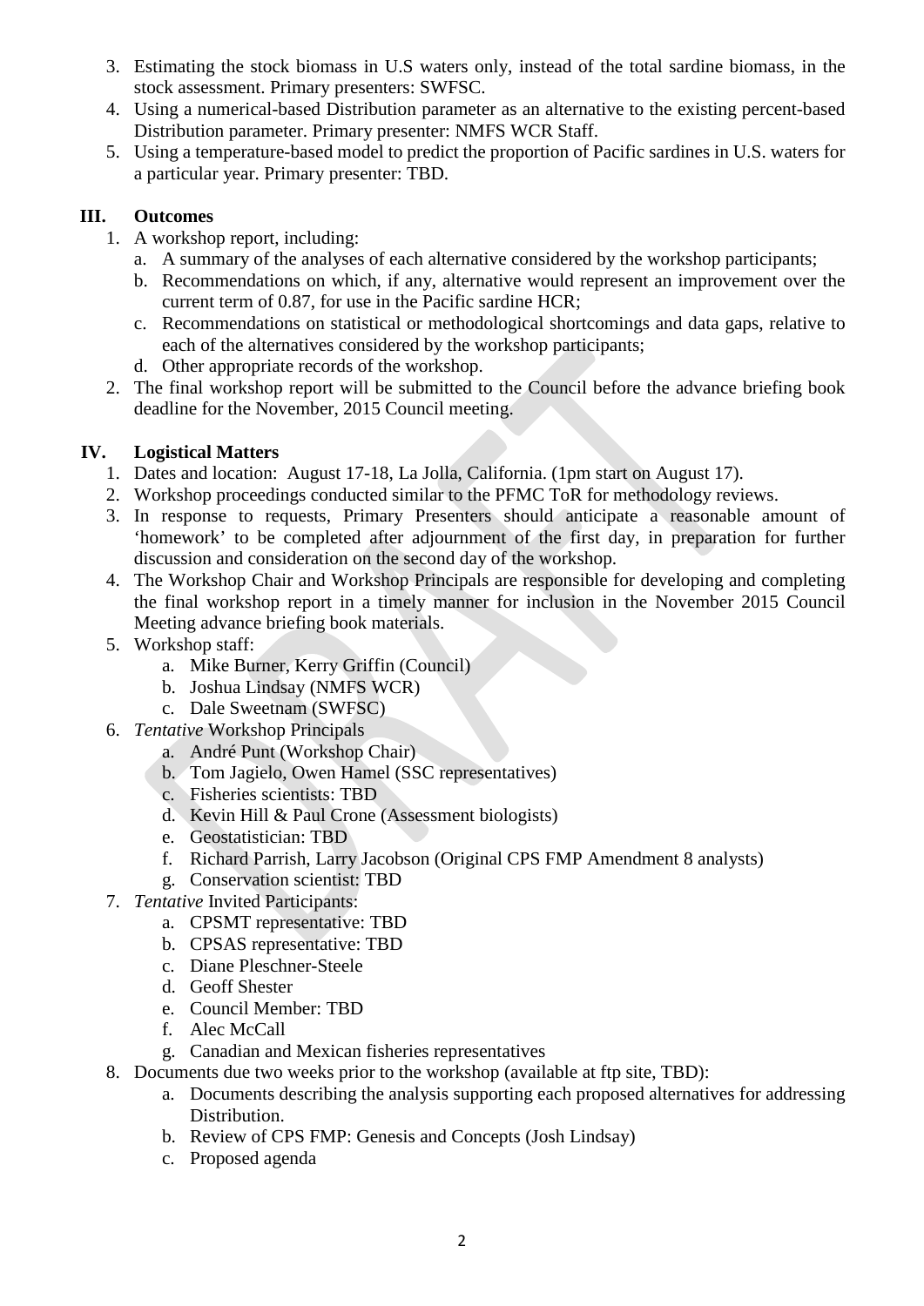3. Estimating the stock biomass in U.S waters only, instead of the total sardine biomass, in the stock assessment. Primary presenters: SWFSC.
4. Using a numerical-based Distribution parameter as an alternative to the existing percent-based Distribution parameter. Primary presenter: NMFS WCR Staff.
5. Using a temperature-based model to predict the proportion of Pacific sardines in U.S. waters for a particular year. Primary presenter: TBD.

## III. Outcomes

1. A workshop report, including:
   a. A summary of the analyses of each alternative considered by the workshop participants;
   b. Recommendations on which, if any, alternative would represent an improvement over the current term of 0.87, for use in the Pacific sardine HCR;
   c. Recommendations on statistical or methodological shortcomings and data gaps, relative to each of the alternatives considered by the workshop participants;
   d. Other appropriate records of the workshop.
2. The final workshop report will be submitted to the Council before the advance briefing book deadline for the November, 2015 Council meeting.

## IV. Logistical Matters

1. Dates and location: August 17-18, La Jolla, California. (1pm start on August 17).
2. Workshop proceedings conducted similar to the PFMC ToR for methodology reviews.
3. In response to requests, Primary Presenters should anticipate a reasonable amount of 'homework' to be completed after adjournment of the first day, in preparation for further discussion and consideration on the second day of the workshop.
4. The Workshop Chair and Workshop Principals are responsible for developing and completing the final workshop report in a timely manner for inclusion in the November 2015 Council Meeting advance briefing book materials.
5. Workshop staff:
   a. Mike Burner, Kerry Griffin (Council)
   b. Joshua Lindsay (NMFS WCR)
   c. Dale Sweetnam (SWFSC)
6. *Tentative* Workshop Principals
   a. André Punt (Workshop Chair)
   b. Tom Jagielo, Owen Hamel (SSC representatives)
   c. Fisheries scientists: TBD
   d. Kevin Hill & Paul Crone (Assessment biologists)
   e. Geostatistician: TBD
   f. Richard Parrish, Larry Jacobson (Original CPS FMP Amendment 8 analysts)
   g. Conservation scientist: TBD
7. *Tentative* Invited Participants:
   a. CPSMT representative: TBD
   b. CPSAS representative: TBD
   c. Diane Pleschner-Steele
   d. Geoff Shester
   e. Council Member: TBD
   f. Alec McCall
   g. Canadian and Mexican fisheries representatives
8. Documents due two weeks prior to the workshop (available at ftp site, TBD):
   a. Documents describing the analysis supporting each proposed alternatives for addressing Distribution.
   b. Review of CPS FMP: Genesis and Concepts (Josh Lindsay)
   c. Proposed agenda